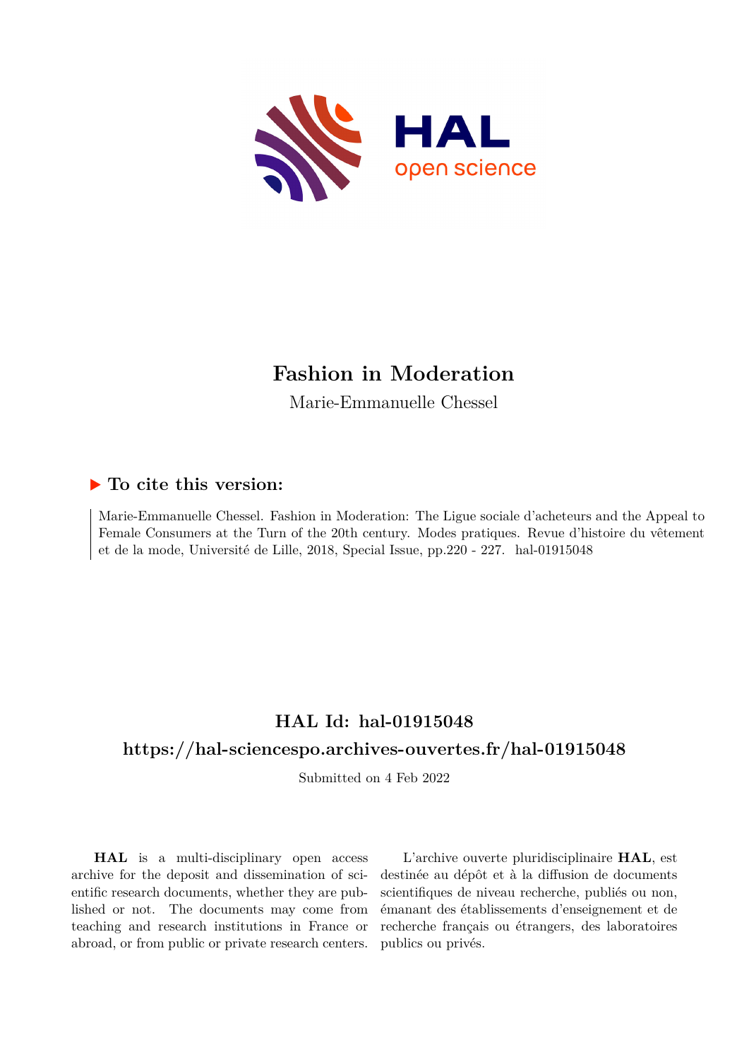# Fashion in Moderation

Marie-Emmanuelle Chessel

## ▶ To cite this version:

Marie-Emmanuelle Chessel. Fashion in Moderation: The Ligue sociale d'acheteurs and the Appeal to Female Consumers at the Turn of the 20th century. Modes pratiques. Revue d'histoire du vêtement et de la mode, Université de Lille, 2018, Special Issue, pp.220 - 227. hal-01915048

## HAL Id: hal-01915048

## https://hal-sciencespo.archives-ouvertes.fr/hal-01915048

Submitted on 4 Feb 2022

**HAL** is a multi-disciplinary open access archive for the deposit and dissemination of scientific research documents, whether they are published or not. The documents may come from teaching and research institutions in France or abroad, or from public or private research centers.

L'archive ouverte pluridisciplinaire **HAL**, est destinée au dépôt et à la diffusion de documents scientifiques de niveau recherche, publiés ou non, émanant des établissements d'enseignement et de recherche français ou étrangers, des laboratoires publics ou privés.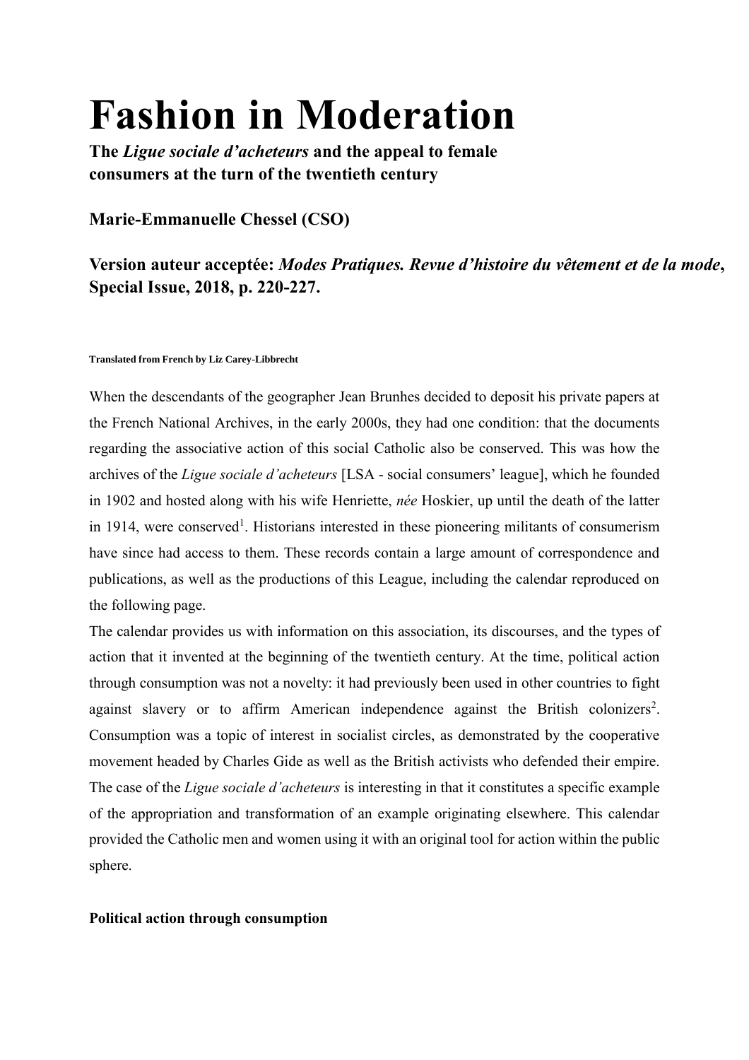# Fashion in Moderation

**The *Ligue sociale d'acheteurs* and the appeal to female consumers at the turn of the twentieth century**

**Marie-Emmanuelle Chessel (CSO)**

**Version auteur acceptée: *Modes Pratiques. Revue d'histoire du vêtement et de la mode*, Special Issue, 2018, p. 220-227.**

**Translated from French by Liz Carey-Libbrecht**

When the descendants of the geographer Jean Brunhes decided to deposit his private papers at the French National Archives, in the early 2000s, they had one condition: that the documents regarding the associative action of this social Catholic also be conserved. This was how the archives of the *Ligue sociale d'acheteurs* [LSA - social consumers' league], which he founded in 1902 and hosted along with his wife Henriette, *née* Hoskier, up until the death of the latter in 1914, were conserved[1]. Historians interested in these pioneering militants of consumerism have since had access to them. These records contain a large amount of correspondence and publications, as well as the productions of this League, including the calendar reproduced on the following page.

The calendar provides us with information on this association, its discourses, and the types of action that it invented at the beginning of the twentieth century. At the time, political action through consumption was not a novelty: it had previously been used in other countries to fight against slavery or to affirm American independence against the British colonizers[2]. Consumption was a topic of interest in socialist circles, as demonstrated by the cooperative movement headed by Charles Gide as well as the British activists who defended their empire. The case of the *Ligue sociale d'acheteurs* is interesting in that it constitutes a specific example of the appropriation and transformation of an example originating elsewhere. This calendar provided the Catholic men and women using it with an original tool for action within the public sphere.

**Political action through consumption**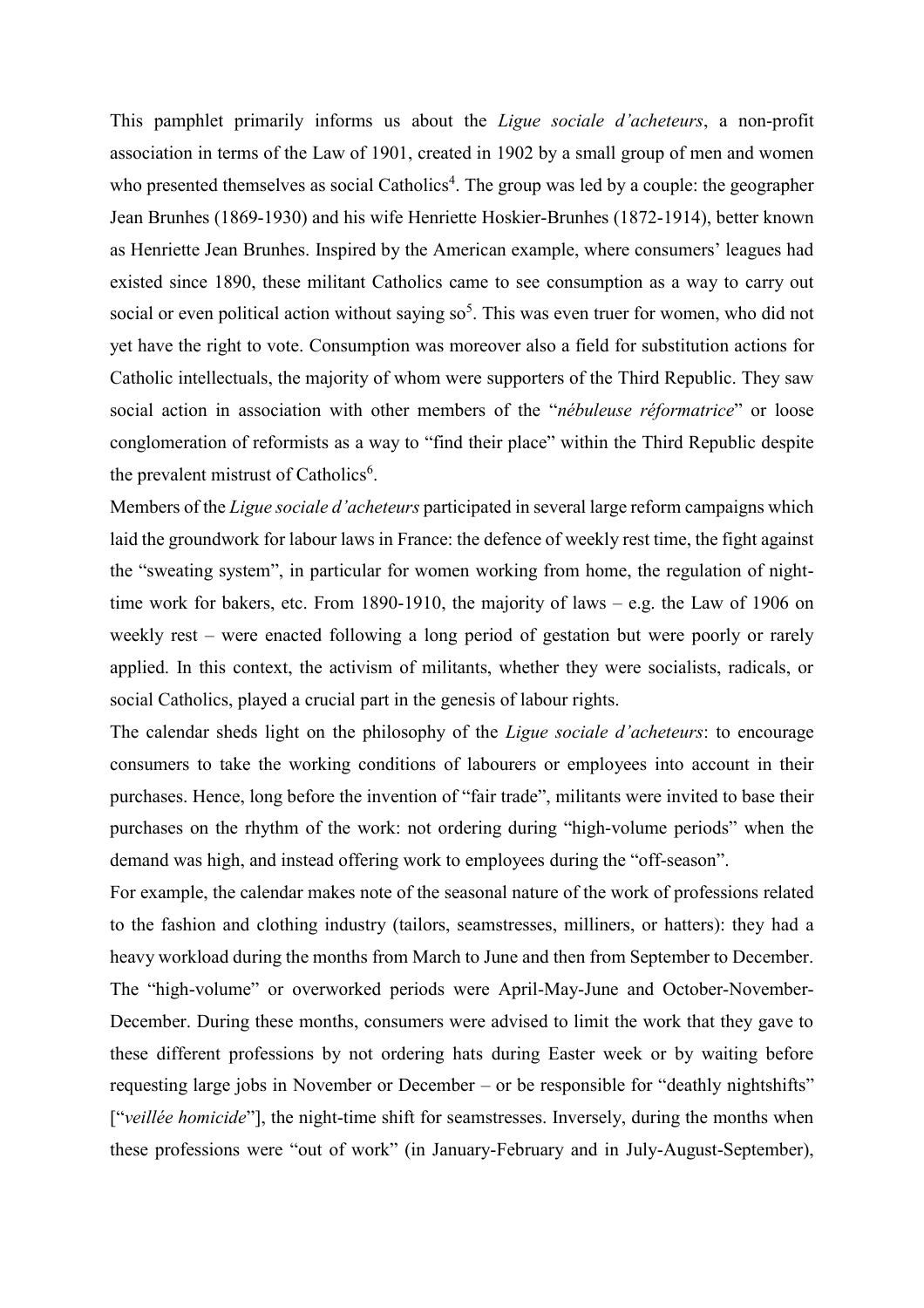This pamphlet primarily informs us about the *Ligue sociale d'acheteurs*, a non-profit association in terms of the Law of 1901, created in 1902 by a small group of men and women who presented themselves as social Catholics[4]. The group was led by a couple: the geographer Jean Brunhes (1869-1930) and his wife Henriette Hoskier-Brunhes (1872-1914), better known as Henriette Jean Brunhes. Inspired by the American example, where consumers' leagues had existed since 1890, these militant Catholics came to see consumption as a way to carry out social or even political action without saying so[5]. This was even truer for women, who did not yet have the right to vote. Consumption was moreover also a field for substitution actions for Catholic intellectuals, the majority of whom were supporters of the Third Republic. They saw social action in association with other members of the "*nébuleuse réformatrice*" or loose conglomeration of reformists as a way to "find their place" within the Third Republic despite the prevalent mistrust of Catholics[6].

Members of the *Ligue sociale d'acheteurs* participated in several large reform campaigns which laid the groundwork for labour laws in France: the defence of weekly rest time, the fight against the "sweating system", in particular for women working from home, the regulation of night-time work for bakers, etc. From 1890-1910, the majority of laws – e.g. the Law of 1906 on weekly rest – were enacted following a long period of gestation but were poorly or rarely applied. In this context, the activism of militants, whether they were socialists, radicals, or social Catholics, played a crucial part in the genesis of labour rights.

The calendar sheds light on the philosophy of the *Ligue sociale d'acheteurs*: to encourage consumers to take the working conditions of labourers or employees into account in their purchases. Hence, long before the invention of "fair trade", militants were invited to base their purchases on the rhythm of the work: not ordering during "high-volume periods" when the demand was high, and instead offering work to employees during the "off-season".

For example, the calendar makes note of the seasonal nature of the work of professions related to the fashion and clothing industry (tailors, seamstresses, milliners, or hatters): they had a heavy workload during the months from March to June and then from September to December. The "high-volume" or overworked periods were April-May-June and October-November-December. During these months, consumers were advised to limit the work that they gave to these different professions by not ordering hats during Easter week or by waiting before requesting large jobs in November or December – or be responsible for "deathly nightshifts" ["*veillée homicide*"], the night-time shift for seamstresses. Inversely, during the months when these professions were "out of work" (in January-February and in July-August-September),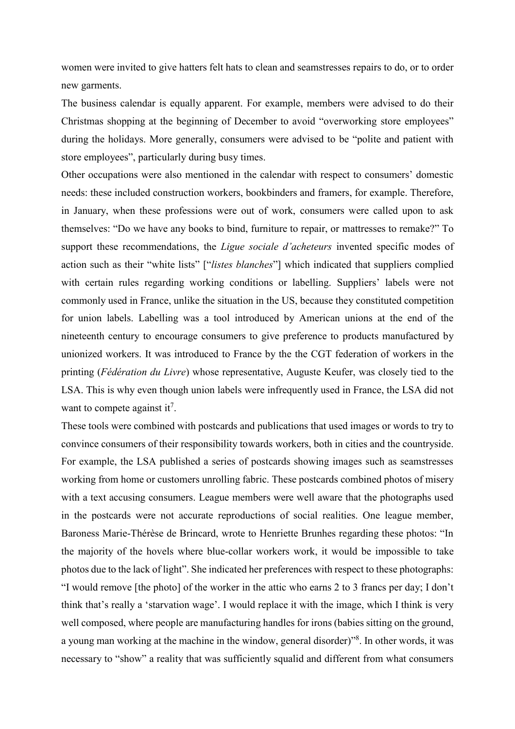women were invited to give hatters felt hats to clean and seamstresses repairs to do, or to order new garments.

The business calendar is equally apparent. For example, members were advised to do their Christmas shopping at the beginning of December to avoid "overworking store employees" during the holidays. More generally, consumers were advised to be "polite and patient with store employees", particularly during busy times.

Other occupations were also mentioned in the calendar with respect to consumers' domestic needs: these included construction workers, bookbinders and framers, for example. Therefore, in January, when these professions were out of work, consumers were called upon to ask themselves: "Do we have any books to bind, furniture to repair, or mattresses to remake?" To support these recommendations, the *Ligue sociale d'acheteurs* invented specific modes of action such as their "white lists" ["*listes blanches*"] which indicated that suppliers complied with certain rules regarding working conditions or labelling. Suppliers' labels were not commonly used in France, unlike the situation in the US, because they constituted competition for union labels. Labelling was a tool introduced by American unions at the end of the nineteenth century to encourage consumers to give preference to products manufactured by unionized workers. It was introduced to France by the the CGT federation of workers in the printing (*Fédération du Livre*) whose representative, Auguste Keufer, was closely tied to the LSA. This is why even though union labels were infrequently used in France, the LSA did not want to compete against it[7].

These tools were combined with postcards and publications that used images or words to try to convince consumers of their responsibility towards workers, both in cities and the countryside. For example, the LSA published a series of postcards showing images such as seamstresses working from home or customers unrolling fabric. These postcards combined photos of misery with a text accusing consumers. League members were well aware that the photographs used in the postcards were not accurate reproductions of social realities. One league member, Baroness Marie-Thérèse de Brincard, wrote to Henriette Brunhes regarding these photos: "In the majority of the hovels where blue-collar workers work, it would be impossible to take photos due to the lack of light". She indicated her preferences with respect to these photographs: "I would remove [the photo] of the worker in the attic who earns 2 to 3 francs per day; I don't think that's really a 'starvation wage'. I would replace it with the image, which I think is very well composed, where people are manufacturing handles for irons (babies sitting on the ground, a young man working at the machine in the window, general disorder)"[8]. In other words, it was necessary to "show" a reality that was sufficiently squalid and different from what consumers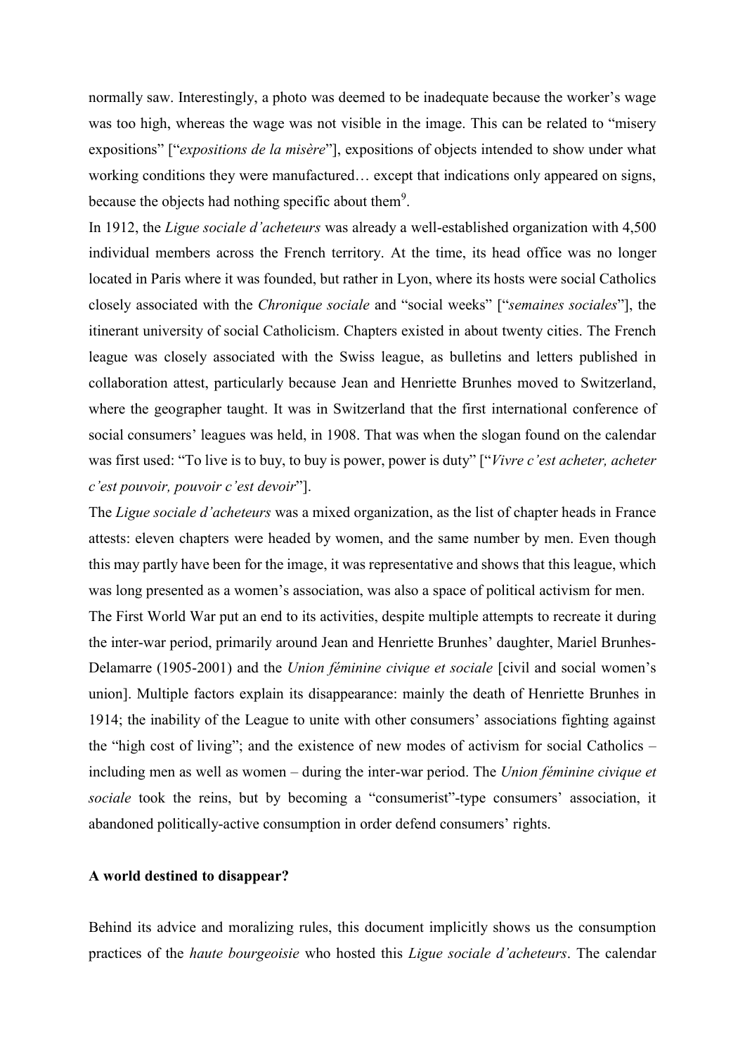normally saw. Interestingly, a photo was deemed to be inadequate because the worker's wage was too high, whereas the wage was not visible in the image. This can be related to "misery expositions" ["*expositions de la misère*"], expositions of objects intended to show under what working conditions they were manufactured… except that indications only appeared on signs, because the objects had nothing specific about them[9].

In 1912, the *Ligue sociale d'acheteurs* was already a well-established organization with 4,500 individual members across the French territory. At the time, its head office was no longer located in Paris where it was founded, but rather in Lyon, where its hosts were social Catholics closely associated with the *Chronique sociale* and "social weeks" ["*semaines sociales*"], the itinerant university of social Catholicism. Chapters existed in about twenty cities. The French league was closely associated with the Swiss league, as bulletins and letters published in collaboration attest, particularly because Jean and Henriette Brunhes moved to Switzerland, where the geographer taught. It was in Switzerland that the first international conference of social consumers' leagues was held, in 1908. That was when the slogan found on the calendar was first used: "To live is to buy, to buy is power, power is duty" ["*Vivre c'est acheter, acheter c'est pouvoir, pouvoir c'est devoir*"].

The *Ligue sociale d'acheteurs* was a mixed organization, as the list of chapter heads in France attests: eleven chapters were headed by women, and the same number by men. Even though this may partly have been for the image, it was representative and shows that this league, which was long presented as a women's association, was also a space of political activism for men.

The First World War put an end to its activities, despite multiple attempts to recreate it during the inter-war period, primarily around Jean and Henriette Brunhes' daughter, Mariel Brunhes-Delamarre (1905-2001) and the *Union féminine civique et sociale* [civil and social women's union]. Multiple factors explain its disappearance: mainly the death of Henriette Brunhes in 1914; the inability of the League to unite with other consumers' associations fighting against the "high cost of living"; and the existence of new modes of activism for social Catholics – including men as well as women – during the inter-war period. The *Union féminine civique et sociale* took the reins, but by becoming a "consumerist"-type consumers' association, it abandoned politically-active consumption in order defend consumers' rights.

**A world destined to disappear?**

Behind its advice and moralizing rules, this document implicitly shows us the consumption practices of the *haute bourgeoisie* who hosted this *Ligue sociale d'acheteurs*. The calendar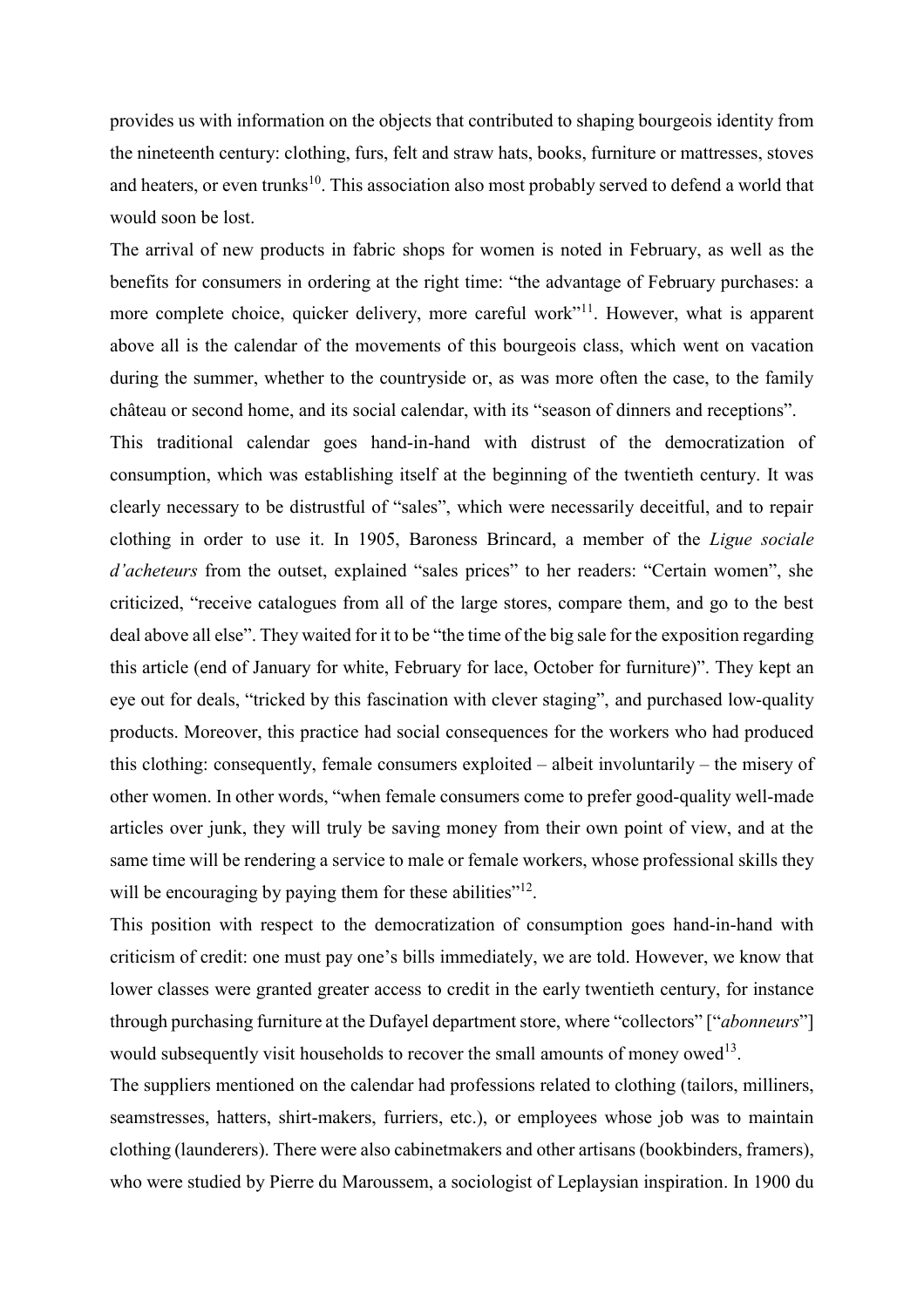provides us with information on the objects that contributed to shaping bourgeois identity from the nineteenth century: clothing, furs, felt and straw hats, books, furniture or mattresses, stoves and heaters, or even trunks[10]. This association also most probably served to defend a world that would soon be lost.

The arrival of new products in fabric shops for women is noted in February, as well as the benefits for consumers in ordering at the right time: "the advantage of February purchases: a more complete choice, quicker delivery, more careful work"[11]. However, what is apparent above all is the calendar of the movements of this bourgeois class, which went on vacation during the summer, whether to the countryside or, as was more often the case, to the family château or second home, and its social calendar, with its "season of dinners and receptions".

This traditional calendar goes hand-in-hand with distrust of the democratization of consumption, which was establishing itself at the beginning of the twentieth century. It was clearly necessary to be distrustful of "sales", which were necessarily deceitful, and to repair clothing in order to use it. In 1905, Baroness Brincard, a member of the *Ligue sociale d'acheteurs* from the outset, explained "sales prices" to her readers: "Certain women", she criticized, "receive catalogues from all of the large stores, compare them, and go to the best deal above all else". They waited for it to be "the time of the big sale for the exposition regarding this article (end of January for white, February for lace, October for furniture)". They kept an eye out for deals, "tricked by this fascination with clever staging", and purchased low-quality products. Moreover, this practice had social consequences for the workers who had produced this clothing: consequently, female consumers exploited – albeit involuntarily – the misery of other women. In other words, "when female consumers come to prefer good-quality well-made articles over junk, they will truly be saving money from their own point of view, and at the same time will be rendering a service to male or female workers, whose professional skills they will be encouraging by paying them for these abilities"[12].

This position with respect to the democratization of consumption goes hand-in-hand with criticism of credit: one must pay one's bills immediately, we are told. However, we know that lower classes were granted greater access to credit in the early twentieth century, for instance through purchasing furniture at the Dufayel department store, where "collectors" ["*abonneurs*"] would subsequently visit households to recover the small amounts of money owed[13].

The suppliers mentioned on the calendar had professions related to clothing (tailors, milliners, seamstresses, hatters, shirt-makers, furriers, etc.), or employees whose job was to maintain clothing (launderers). There were also cabinetmakers and other artisans (bookbinders, framers), who were studied by Pierre du Maroussem, a sociologist of Leplaysian inspiration. In 1900 du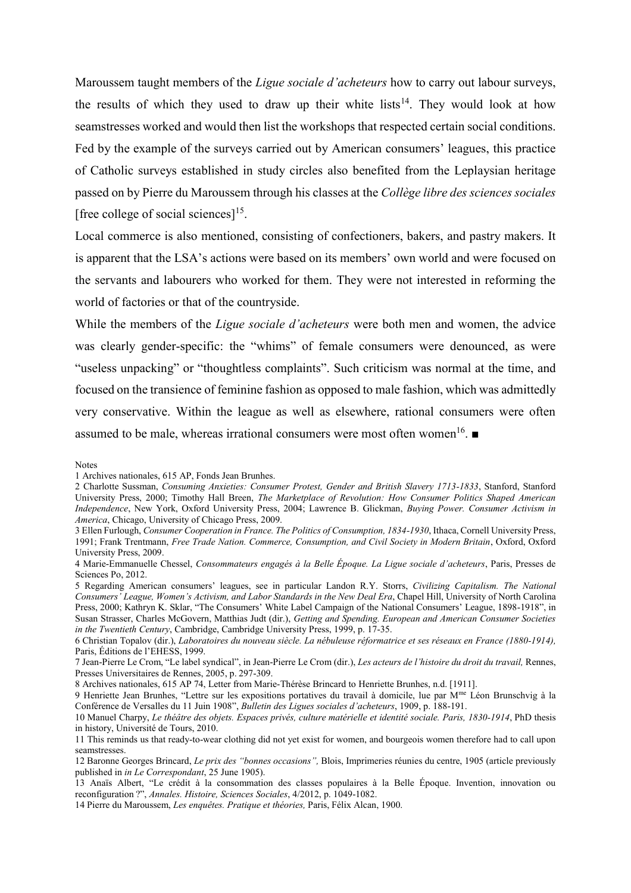Maroussem taught members of the *Ligue sociale d'acheteurs* how to carry out labour surveys, the results of which they used to draw up their white lists[14]. They would look at how seamstresses worked and would then list the workshops that respected certain social conditions. Fed by the example of the surveys carried out by American consumers' leagues, this practice of Catholic surveys established in study circles also benefited from the Leplaysian heritage passed on by Pierre du Maroussem through his classes at the *Collège libre des sciences sociales* [free college of social sciences][15].

Local commerce is also mentioned, consisting of confectioners, bakers, and pastry makers. It is apparent that the LSA's actions were based on its members' own world and were focused on the servants and labourers who worked for them. They were not interested in reforming the world of factories or that of the countryside.

While the members of the *Ligue sociale d'acheteurs* were both men and women, the advice was clearly gender-specific: the "whims" of female consumers were denounced, as were "useless unpacking" or "thoughtless complaints". Such criticism was normal at the time, and focused on the transience of feminine fashion as opposed to male fashion, which was admittedly very conservative. Within the league as well as elsewhere, rational consumers were often assumed to be male, whereas irrational consumers were most often women[16]. ■

Notes

1 Archives nationales, 615 AP, Fonds Jean Brunhes.

2 Charlotte Sussman, *Consuming Anxieties: Consumer Protest, Gender and British Slavery 1713-1833*, Stanford, Stanford University Press, 2000; Timothy Hall Breen, *The Marketplace of Revolution: How Consumer Politics Shaped American Independence*, New York, Oxford University Press, 2004; Lawrence B. Glickman, *Buying Power. Consumer Activism in America*, Chicago, University of Chicago Press, 2009.

3 Ellen Furlough, *Consumer Cooperation in France. The Politics of Consumption, 1834-1930*, Ithaca, Cornell University Press, 1991; Frank Trentmann, *Free Trade Nation. Commerce, Consumption, and Civil Society in Modern Britain*, Oxford, Oxford University Press, 2009.

4 Marie-Emmanuelle Chessel, *Consommateurs engagés à la Belle Époque. La Ligue sociale d'acheteurs*, Paris, Presses de Sciences Po, 2012.

5 Regarding American consumers' leagues, see in particular Landon R.Y. Storrs, *Civilizing Capitalism. The National Consumers' League, Women's Activism, and Labor Standards in the New Deal Era*, Chapel Hill, University of North Carolina Press, 2000; Kathryn K. Sklar, "The Consumers' White Label Campaign of the National Consumers' League, 1898-1918", in Susan Strasser, Charles McGovern, Matthias Judt (dir.), *Getting and Spending. European and American Consumer Societies in the Twentieth Century*, Cambridge, Cambridge University Press, 1999, p. 17-35.

6 Christian Topalov (dir.), *Laboratoires du nouveau siècle. La nébuleuse réformatrice et ses réseaux en France (1880-1914),* Paris, Éditions de l'EHESS, 1999.

7 Jean-Pierre Le Crom, "Le label syndical", in Jean-Pierre Le Crom (dir.), *Les acteurs de l'histoire du droit du travail,* Rennes, Presses Universitaires de Rennes, 2005, p. 297-309.

8 Archives nationales, 615 AP 74, Letter from Marie-Thérèse Brincard to Henriette Brunhes, n.d. [1911].

9 Henriette Jean Brunhes, "Lettre sur les expositions portatives du travail à domicile, lue par Mme Léon Brunschvig à la Conférence de Versailles du 11 Juin 1908", *Bulletin des Ligues sociales d'acheteurs*, 1909, p. 188-191.

10 Manuel Charpy, *Le théâtre des objets. Espaces privés, culture matérielle et identité sociale. Paris, 1830-1914*, PhD thesis in history, Université de Tours, 2010.

11 This reminds us that ready-to-wear clothing did not yet exist for women, and bourgeois women therefore had to call upon seamstresses.

12 Baronne Georges Brincard, *Le prix des "bonnes occasions",* Blois, Imprimeries réunies du centre, 1905 (article previously published in *in Le Correspondant*, 25 June 1905).

13 Anaïs Albert, "Le crédit à la consommation des classes populaires à la Belle Époque. Invention, innovation ou reconfiguration ?", *Annales. Histoire, Sciences Sociales*, 4/2012, p. 1049-1082.

14 Pierre du Maroussem, *Les enquêtes. Pratique et théories,* Paris, Félix Alcan, 1900.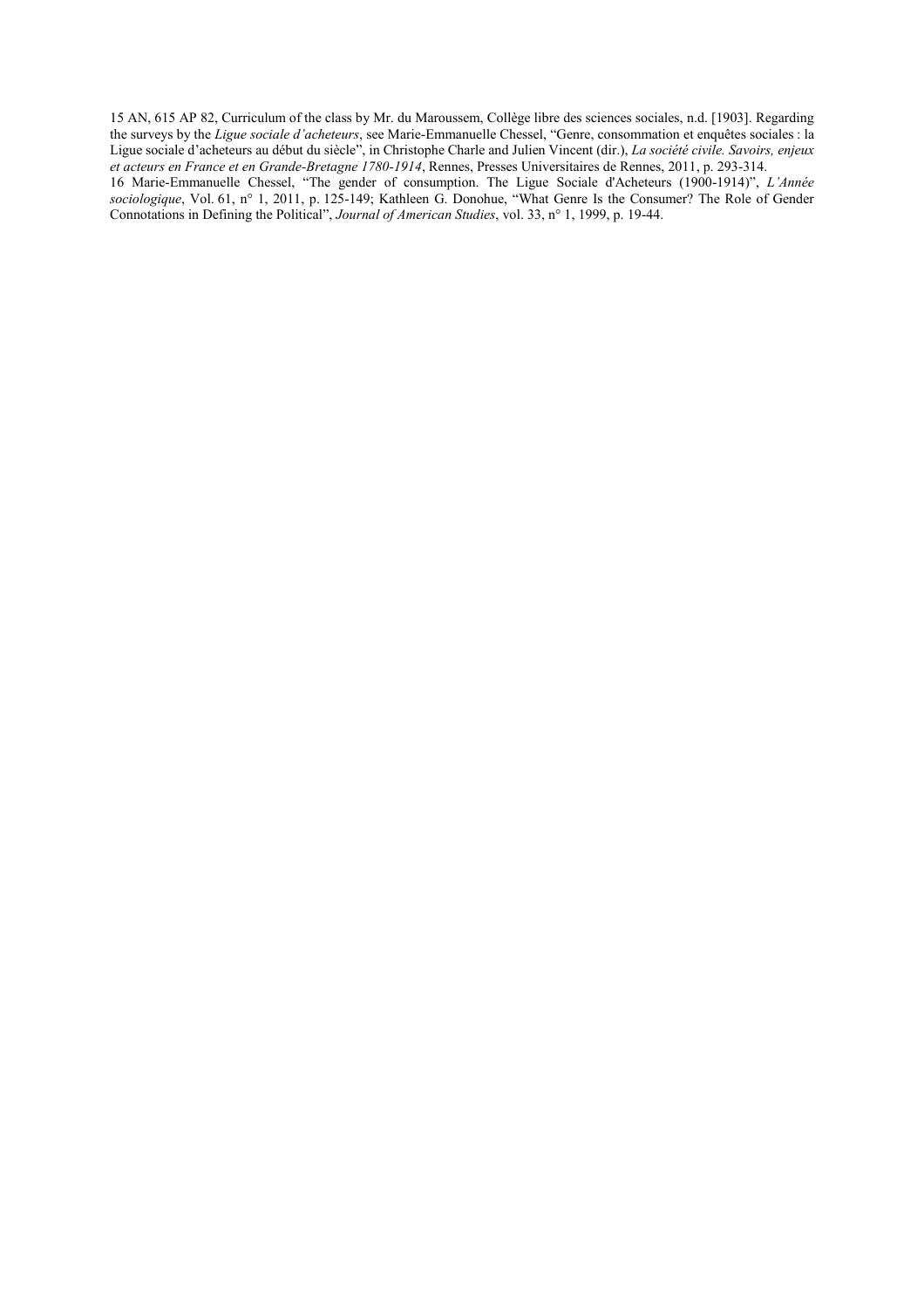15 AN, 615 AP 82, Curriculum of the class by Mr. du Maroussem, Collège libre des sciences sociales, n.d. [1903]. Regarding the surveys by the *Ligue sociale d'acheteurs*, see Marie-Emmanuelle Chessel, "Genre, consommation et enquêtes sociales : la Ligue sociale d'acheteurs au début du siècle", in Christophe Charle and Julien Vincent (dir.), *La société civile. Savoirs, enjeux et acteurs en France et en Grande-Bretagne 1780-1914*, Rennes, Presses Universitaires de Rennes, 2011, p. 293-314.

16 Marie-Emmanuelle Chessel, "The gender of consumption. The Ligue Sociale d'Acheteurs (1900-1914)", *L'Année sociologique*, Vol. 61, n° 1, 2011, p. 125-149; Kathleen G. Donohue, "What Genre Is the Consumer? The Role of Gender Connotations in Defining the Political", *Journal of American Studies*, vol. 33, n° 1, 1999, p. 19-44.